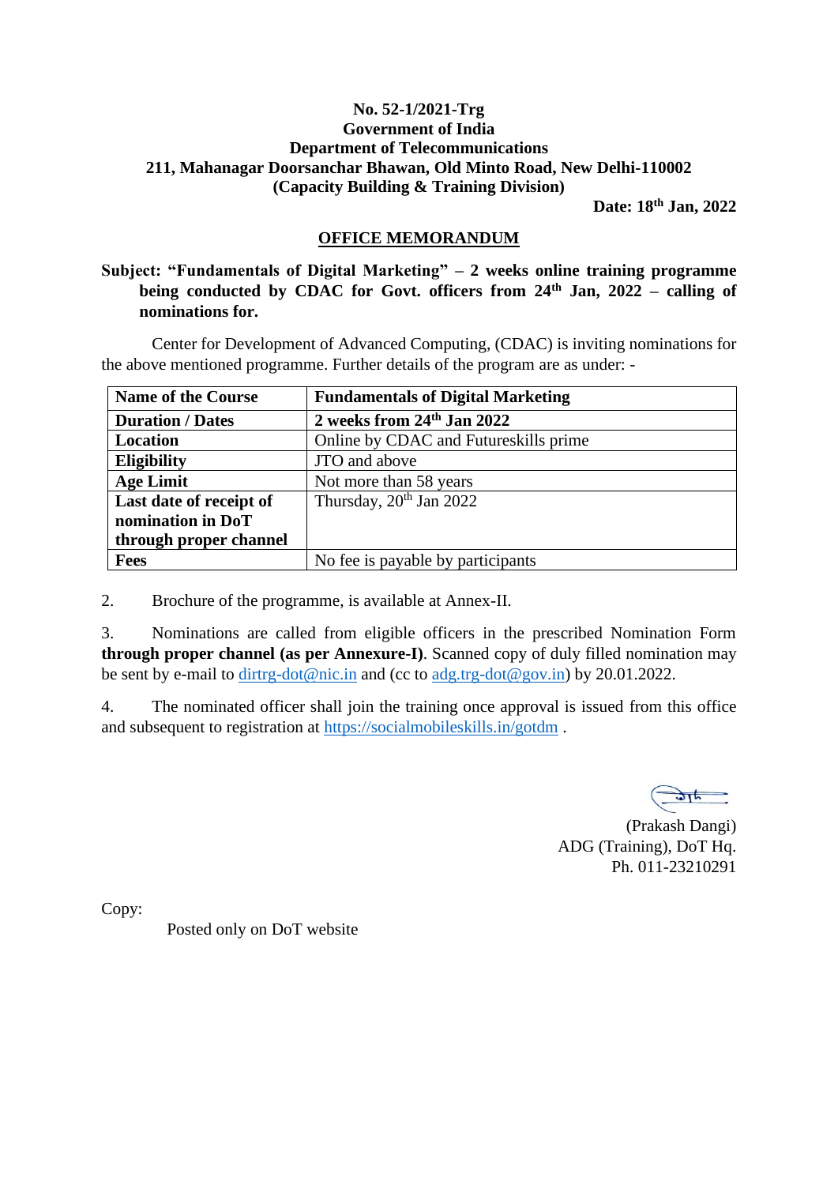**No. 52-1/2021-Trg**
**Government of India**
**Department of Telecommunications**
**211, Mahanagar Doorsanchar Bhawan, Old Minto Road, New Delhi-110002**
**(Capacity Building & Training Division)**

**Date: 18th Jan, 2022**

## OFFICE MEMORANDUM

**Subject: "Fundamentals of Digital Marketing" – 2 weeks online training programme being conducted by CDAC for Govt. officers from 24th Jan, 2022 – calling of nominations for.**

Center for Development of Advanced Computing, (CDAC) is inviting nominations for the above mentioned programme. Further details of the program are as under: -

| **Name of the Course** | **Fundamentals of Digital Marketing** |
|---|---|
| **Duration / Dates** | **2 weeks from 24th Jan 2022** |
| **Location** | Online by CDAC and Futureskills prime |
| **Eligibility** | JTO and above |
| **Age Limit** | Not more than 58 years |
| **Last date of receipt of nomination in DoT through proper channel** | Thursday, 20th Jan 2022 |
| **Fees** | No fee is payable by participants |

2. Brochure of the programme, is available at Annex-II.

3. Nominations are called from eligible officers in the prescribed Nomination Form **through proper channel (as per Annexure-I)**. Scanned copy of duly filled nomination may be sent by e-mail to dirtrg-dot@nic.in and (cc to adg.trg-dot@gov.in) by 20.01.2022.

4. The nominated officer shall join the training once approval is issued from this office and subsequent to registration at https://socialmobileskills.in/gotdm .

(Prakash Dangi)
ADG (Training), DoT Hq.
Ph. 011-23210291

Copy:

Posted only on DoT website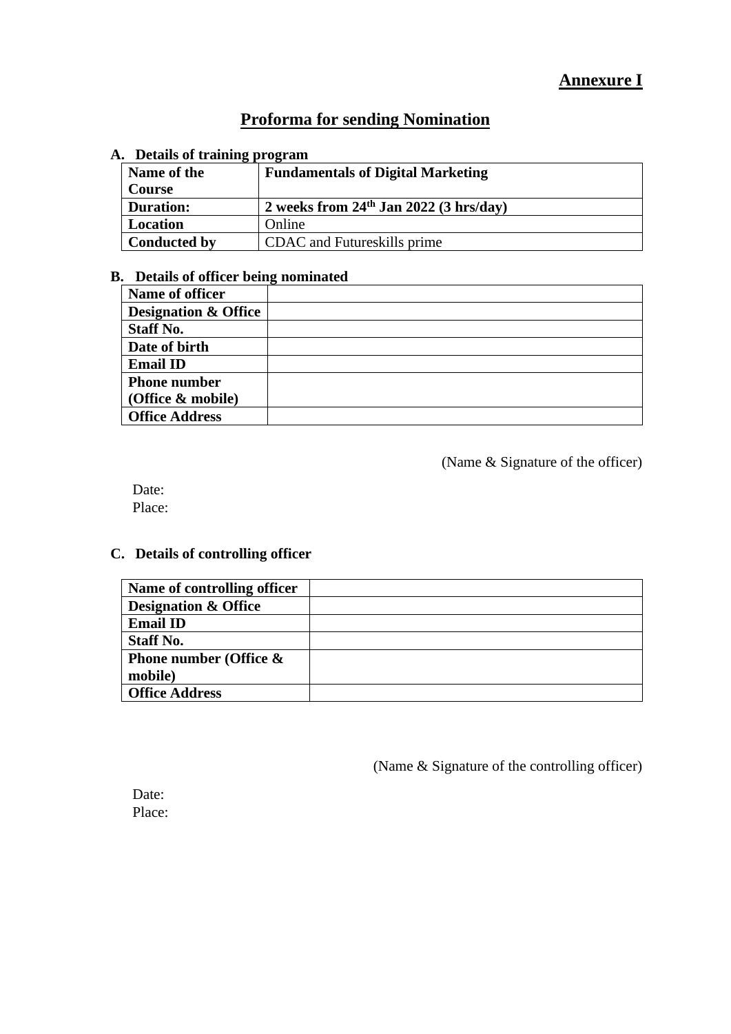**Annexure I**

# Proforma for sending Nomination

**A. Details of training program**

| **Name of the Course** | **Fundamentals of Digital Marketing** |
|---|---|
| **Duration:** | **2 weeks from $24^{th}$ Jan 2022 (3 hrs/day)** |
| **Location** | Online |
| **Conducted by** | CDAC and Futureskills prime |

**B. Details of officer being nominated**

| **Name of officer** | |
|---|---|
| **Designation & Office** | |
| **Staff No.** | |
| **Date of birth** | |
| **Email ID** | |
| **Phone number (Office & mobile)** | |
| **Office Address** | |

(Name & Signature of the officer)

Date:
Place:

**C. Details of controlling officer**

| **Name of controlling officer** | |
|---|---|
| **Designation & Office** | |
| **Email ID** | |
| **Staff No.** | |
| **Phone number (Office & mobile)** | |
| **Office Address** | |

(Name & Signature of the controlling officer)

Date:
Place: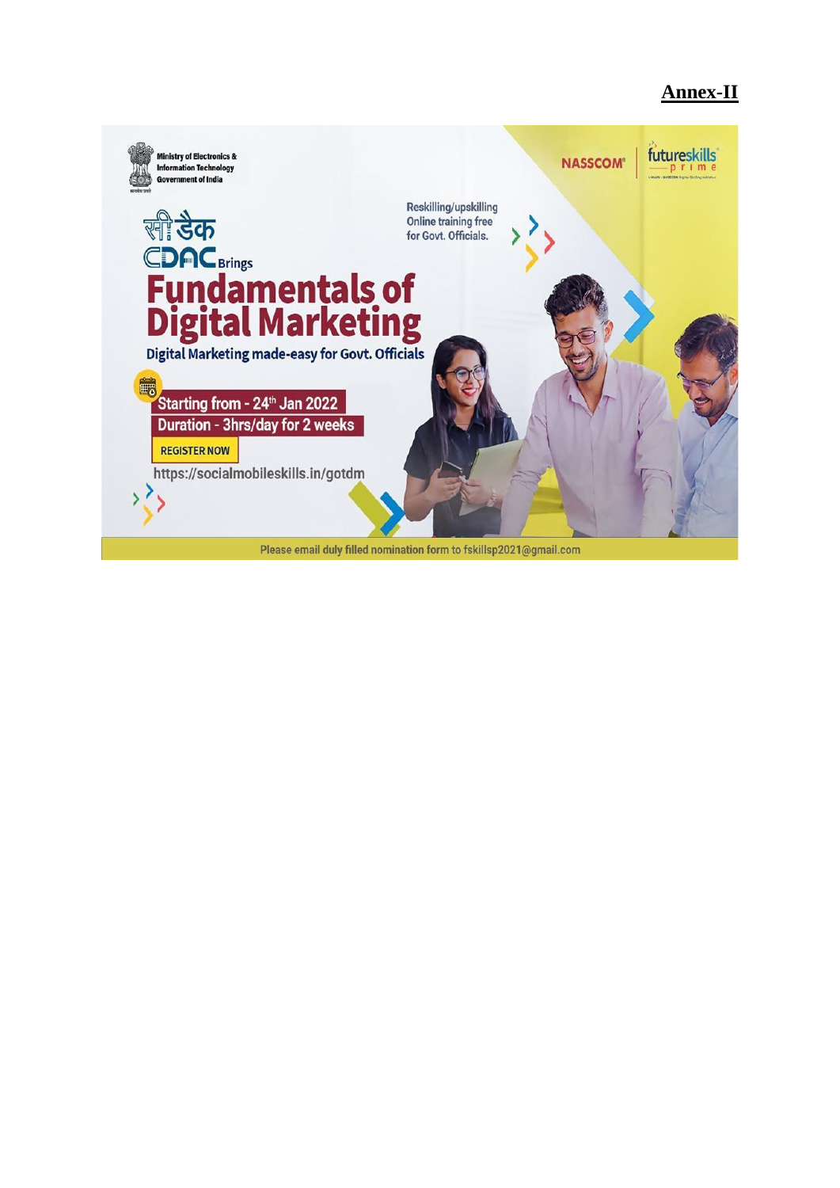**Annex-II**

Ministry of Electronics & Information Technology
Government of India

NASSCOM | futureskills prime

Reskilling/upskilling Online training free for Govt. Officials.

सी डैक
CDAC Brings

# Fundamentals of Digital Marketing

Digital Marketing made-easy for Govt. Officials

Starting from - 24th Jan 2022

Duration - 3hrs/day for 2 weeks

REGISTER NOW

https://socialmobileskills.in/gotdm

Please email duly filled nomination form to fskillsp2021@gmail.com